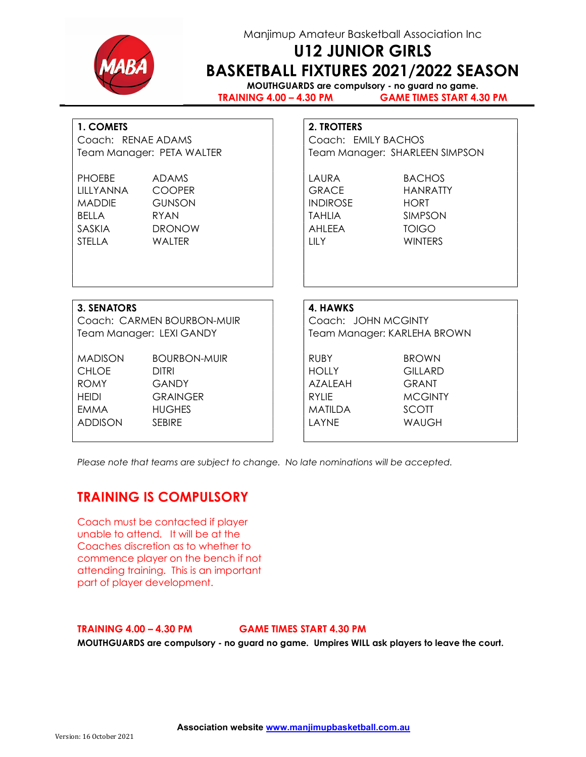Manjimup Amateur Basketball Association Inc

# U12 JUNIOR GIRLS

# BASKETBALL FIXTURES 2021/2022 SEASON

**MOUTHGUARDS are compulsory - no guard no game.**

**TRAINING 4.00 – 4.30 PM** **GAME TIMES START 4.30 PM**

---

**1. COMETS**
Coach: RENAE ADAMS
Team Manager: PETA WALTER

| | |
|---|---|
| PHOEBE | ADAMS |
| LILLYANNA | COOPER |
| MADDIE | GUNSON |
| BELLA | RYAN |
| SASKIA | DRONOW |
| STELLA | WALTER |

**2. TROTTERS**
Coach: EMILY BACHOS
Team Manager: SHARLEEN SIMPSON

| | |
|---|---|
| LAURA | BACHOS |
| GRACE | HANRATTY |
| INDIROSE | HORT |
| TAHLIA | SIMPSON |
| AHLEEA | TOIGO |
| LILY | WINTERS |

**3. SENATORS**
Coach: CARMEN BOURBON-MUIR
Team Manager: LEXI GANDY

| | |
|---|---|
| MADISON | BOURBON-MUIR |
| CHLOE | DITRI |
| ROMY | GANDY |
| HEIDI | GRAINGER |
| EMMA | HUGHES |
| ADDISON | SEBIRE |

**4. HAWKS**
Coach: JOHN MCGINTY
Team Manager: KARLEHA BROWN

| | |
|---|---|
| RUBY | BROWN |
| HOLLY | GILLARD |
| AZALEAH | GRANT |
| RYLIE | MCGINTY |
| MATILDA | SCOTT |
| LAYNE | WAUGH |

*Please note that teams are subject to change. No late nominations will be accepted.*

## TRAINING IS COMPULSORY

Coach must be contacted if player unable to attend. It will be at the Coaches discretion as to whether to commence player on the bench if not attending training. This is an important part of player development.

**TRAINING 4.00 – 4.30 PM** **GAME TIMES START 4.30 PM**

**MOUTHGUARDS are compulsory - no guard no game. Umpires WILL ask players to leave the court.**

**Association website [www.manjimupbasketball.com.au](http://www.manjimupbasketball.com.au)**

Version: 16 October 2021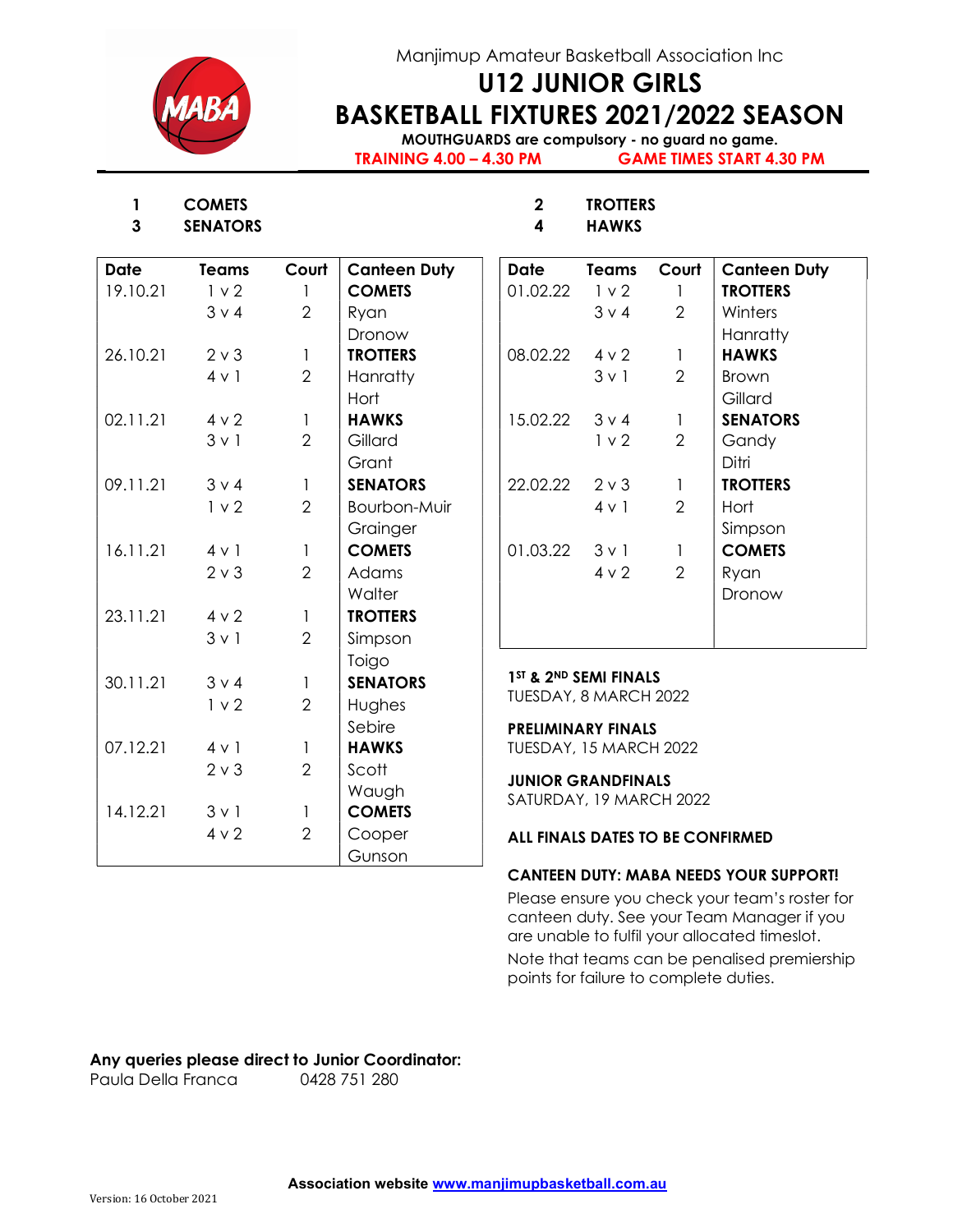Manjimup Amateur Basketball Association Inc

# U12 JUNIOR GIRLS
# BASKETBALL FIXTURES 2021/2022 SEASON

**MOUTHGUARDS are compulsory - no guard no game.**

**TRAINING 4.00 – 4.30 PM** **GAME TIMES START 4.30 PM**

| | |
|---|---|
| **1** | **COMETS** |
| **2** | **TROTTERS** |
| **3** | **SENATORS** |
| **4** | **HAWKS** |

| Date | Teams | Court | Canteen Duty |
|---|---|---|---|
| 19.10.21 | 1 v 2 | 1 | **COMETS** |
| | 3 v 4 | 2 | Ryan |
| | | | Dronow |
| 26.10.21 | 2 v 3 | 1 | **TROTTERS** |
| | 4 v 1 | 2 | Hanratty |
| | | | Hort |
| 02.11.21 | 4 v 2 | 1 | **HAWKS** |
| | 3 v 1 | 2 | Gillard |
| | | | Grant |
| 09.11.21 | 3 v 4 | 1 | **SENATORS** |
| | 1 v 2 | 2 | Bourbon-Muir |
| | | | Grainger |
| 16.11.21 | 4 v 1 | 1 | **COMETS** |
| | 2 v 3 | 2 | Adams |
| | | | Walter |
| 23.11.21 | 4 v 2 | 1 | **TROTTERS** |
| | 3 v 1 | 2 | Simpson |
| | | | Toigo |
| 30.11.21 | 3 v 4 | 1 | **SENATORS** |
| | 1 v 2 | 2 | Hughes |
| | | | Sebire |
| 07.12.21 | 4 v 1 | 1 | **HAWKS** |
| | 2 v 3 | 2 | Scott |
| | | | Waugh |
| 14.12.21 | 3 v 1 | 1 | **COMETS** |
| | 4 v 2 | 2 | Cooper |
| | | | Gunson |

| Date | Teams | Court | Canteen Duty |
|---|---|---|---|
| 01.02.22 | 1 v 2 | 1 | **TROTTERS** |
| | 3 v 4 | 2 | Winters |
| | | | Hanratty |
| 08.02.22 | 4 v 2 | 1 | **HAWKS** |
| | 3 v 1 | 2 | Brown |
| | | | Gillard |
| 15.02.22 | 3 v 4 | 1 | **SENATORS** |
| | 1 v 2 | 2 | Gandy |
| | | | Ditri |
| 22.02.22 | 2 v 3 | 1 | **TROTTERS** |
| | 4 v 1 | 2 | Hort |
| | | | Simpson |
| 01.03.22 | 3 v 1 | 1 | **COMETS** |
| | 4 v 2 | 2 | Ryan |
| | | | Dronow |

**1ST & 2ND SEMI FINALS**
TUESDAY, 8 MARCH 2022

**PRELIMINARY FINALS**
TUESDAY, 15 MARCH 2022

**JUNIOR GRANDFINALS**
SATURDAY, 19 MARCH 2022

**ALL FINALS DATES TO BE CONFIRMED**

**CANTEEN DUTY: MABA NEEDS YOUR SUPPORT!**

Please ensure you check your team's roster for canteen duty. See your Team Manager if you are unable to fulfil your allocated timeslot.

Note that teams can be penalised premiership points for failure to complete duties.

**Any queries please direct to Junior Coordinator:**
Paula Della Franca 0428 751 280

**Association website www.manjimupbasketball.com.au**

Version: 16 October 2021